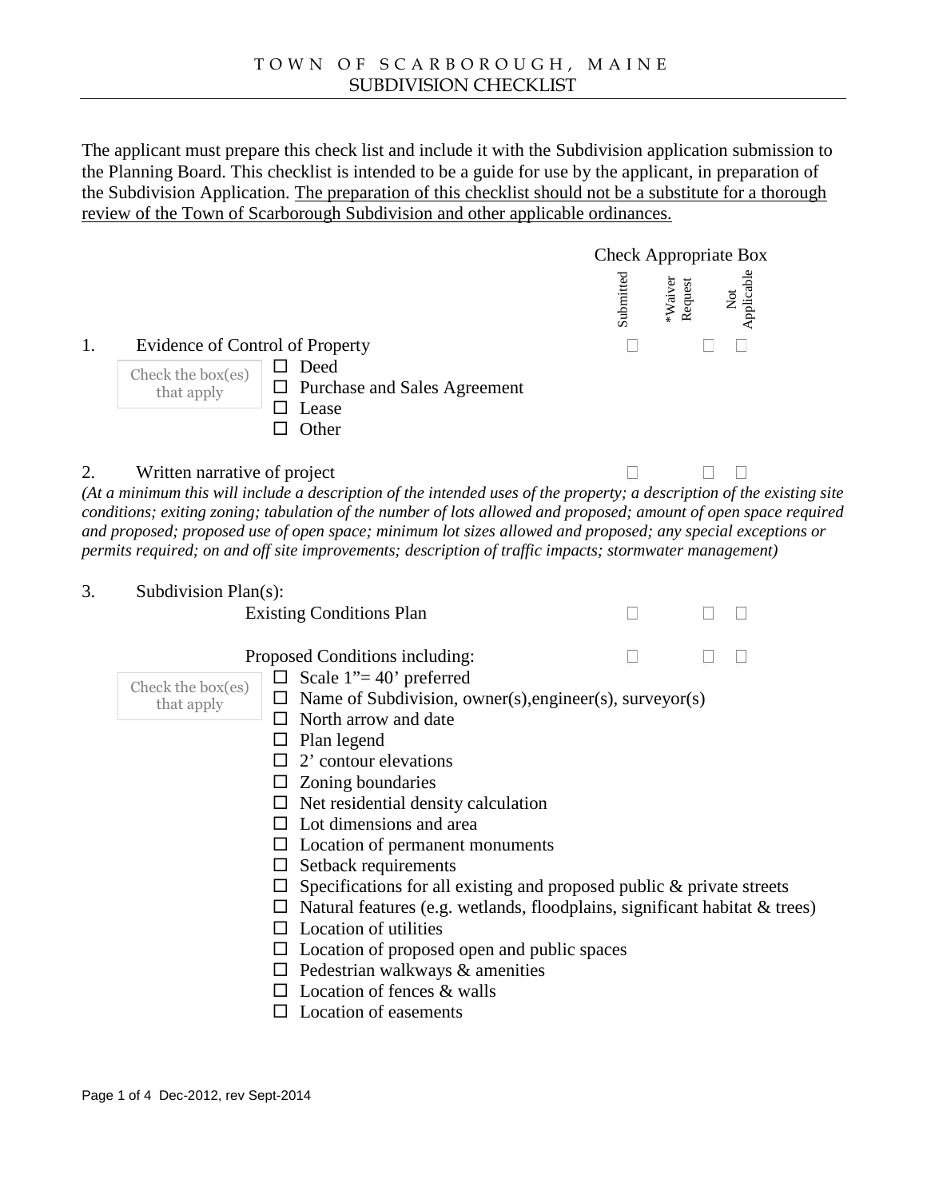# TOWN OF SCARBOROUGH, MAINE
## SUBDIVISION CHECKLIST

The applicant must prepare this check list and include it with the Subdivision application submission to the Planning Board. This checklist is intended to be a guide for use by the applicant, in preparation of the Subdivision Application. The preparation of this checklist should not be a substitute for a thorough review of the Town of Scarborough Subdivision and other applicable ordinances.

Check Appropriate Box

| Item | Submitted | *Waiver Request | Not Applicable |
|---|---|---|---|
| 1. Evidence of Control of Property | ☐ | ☐ | ☐ |
| 2. Written narrative of project | ☐ | ☐ | ☐ |
| 3. Subdivision Plan(s): | | | |
| Existing Conditions Plan | ☐ | ☐ | ☐ |
| Proposed Conditions including: | ☐ | ☐ | ☐ |

1. Evidence of Control of Property

Check the box(es) that apply

- ☐ Deed
- ☐ Purchase and Sales Agreement
- ☐ Lease
- ☐ Other

2. Written narrative of project

*(At a minimum this will include a description of the intended uses of the property; a description of the existing site conditions; exiting zoning; tabulation of the number of lots allowed and proposed; amount of open space required and proposed; proposed use of open space; minimum lot sizes allowed and proposed; any special exceptions or permits required; on and off site improvements; description of traffic impacts; stormwater management)*

3. Subdivision Plan(s):

Existing Conditions Plan

Proposed Conditions including:

Check the box(es) that apply

- ☐ Scale 1"= 40' preferred
- ☐ Name of Subdivision, owner(s),engineer(s), surveyor(s)
- ☐ North arrow and date
- ☐ Plan legend
- ☐ 2' contour elevations
- ☐ Zoning boundaries
- ☐ Net residential density calculation
- ☐ Lot dimensions and area
- ☐ Location of permanent monuments
- ☐ Setback requirements
- ☐ Specifications for all existing and proposed public & private streets
- ☐ Natural features (e.g. wetlands, floodplains, significant habitat & trees)
- ☐ Location of utilities
- ☐ Location of proposed open and public spaces
- ☐ Pedestrian walkways & amenities
- ☐ Location of fences & walls
- ☐ Location of easements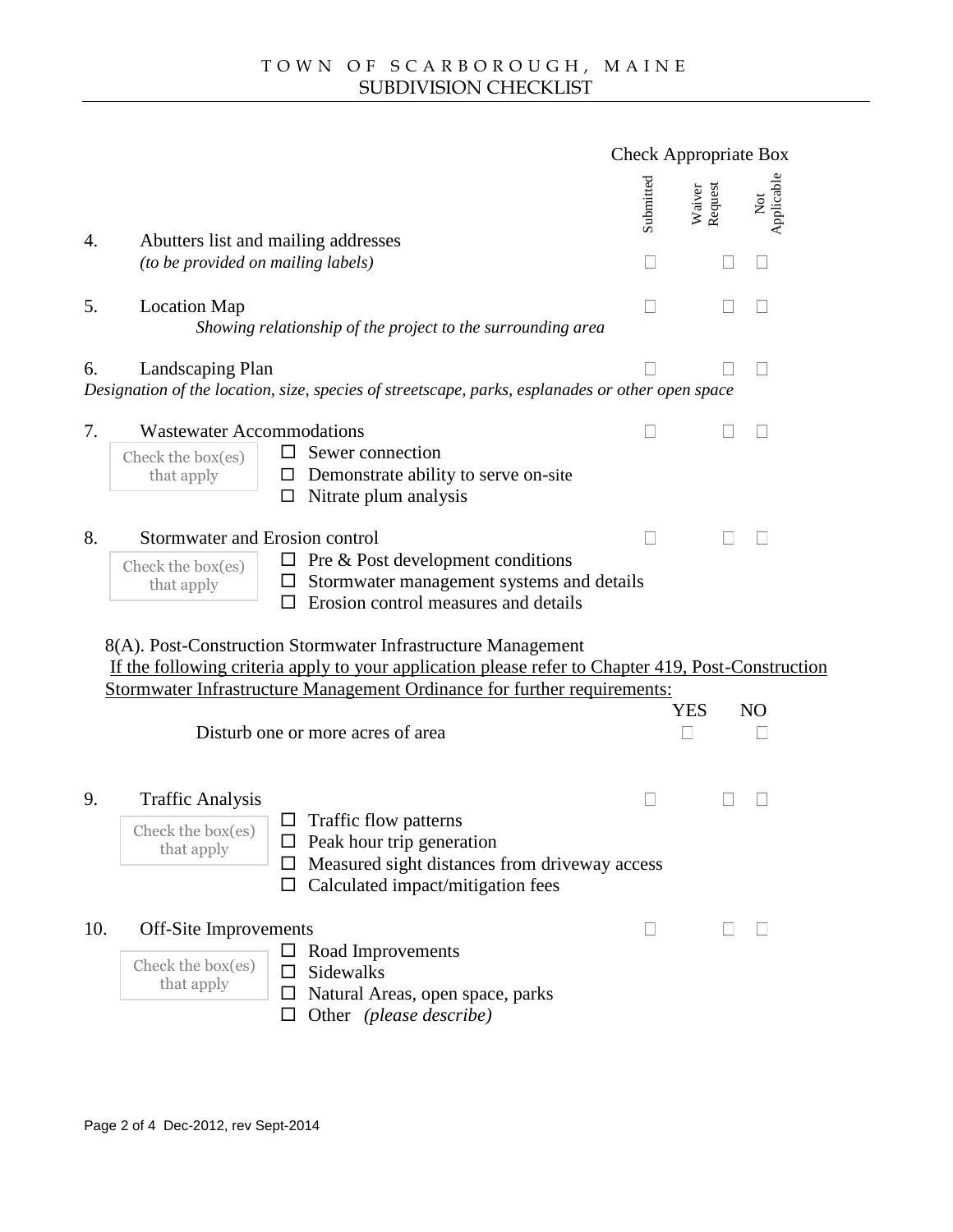# TOWN OF SCARBOROUGH, MAINE
## SUBDIVISION CHECKLIST

Check Appropriate Box

| | | Submitted | Waiver Request | Not Applicable |
|---|---|---|---|---|
| 4. | Abutters list and mailing addresses *(to be provided on mailing labels)* | ☐ | ☐ | ☐ |
| 5. | Location Map *Showing relationship of the project to the surrounding area* | ☐ | ☐ | ☐ |
| 6. | Landscaping Plan *Designation of the location, size, species of streetscape, parks, esplanades or other open space* | ☐ | ☐ | ☐ |
| 7. | Wastewater Accommodations | ☐ | ☐ | ☐ |
| 8. | Stormwater and Erosion control | ☐ | ☐ | ☐ |

7\. Wastewater Accommodations — Check the box(es) that apply:

- ☐ Sewer connection
- ☐ Demonstrate ability to serve on-site
- ☐ Nitrate plum analysis

8\. Stormwater and Erosion control — Check the box(es) that apply:

- ☐ Pre & Post development conditions
- ☐ Stormwater management systems and details
- ☐ Erosion control measures and details

8(A). Post-Construction Stormwater Infrastructure Management

<u>If the following criteria apply to your application please refer to Chapter 419, Post-Construction Stormwater Infrastructure Management Ordinance for further requirements:</u>

| | YES | NO |
|---|---|---|
| Disturb one or more acres of area | ☐ | ☐ |

| | | Submitted | Waiver Request | Not Applicable |
|---|---|---|---|---|
| 9. | Traffic Analysis | ☐ | ☐ | ☐ |
| 10. | Off-Site Improvements | ☐ | ☐ | ☐ |

9\. Traffic Analysis — Check the box(es) that apply:

- ☐ Traffic flow patterns
- ☐ Peak hour trip generation
- ☐ Measured sight distances from driveway access
- ☐ Calculated impact/mitigation fees

10\. Off-Site Improvements — Check the box(es) that apply:

- ☐ Road Improvements
- ☐ Sidewalks
- ☐ Natural Areas, open space, parks
- ☐ Other *(please describe)*

Dec-2012, rev Sept-2014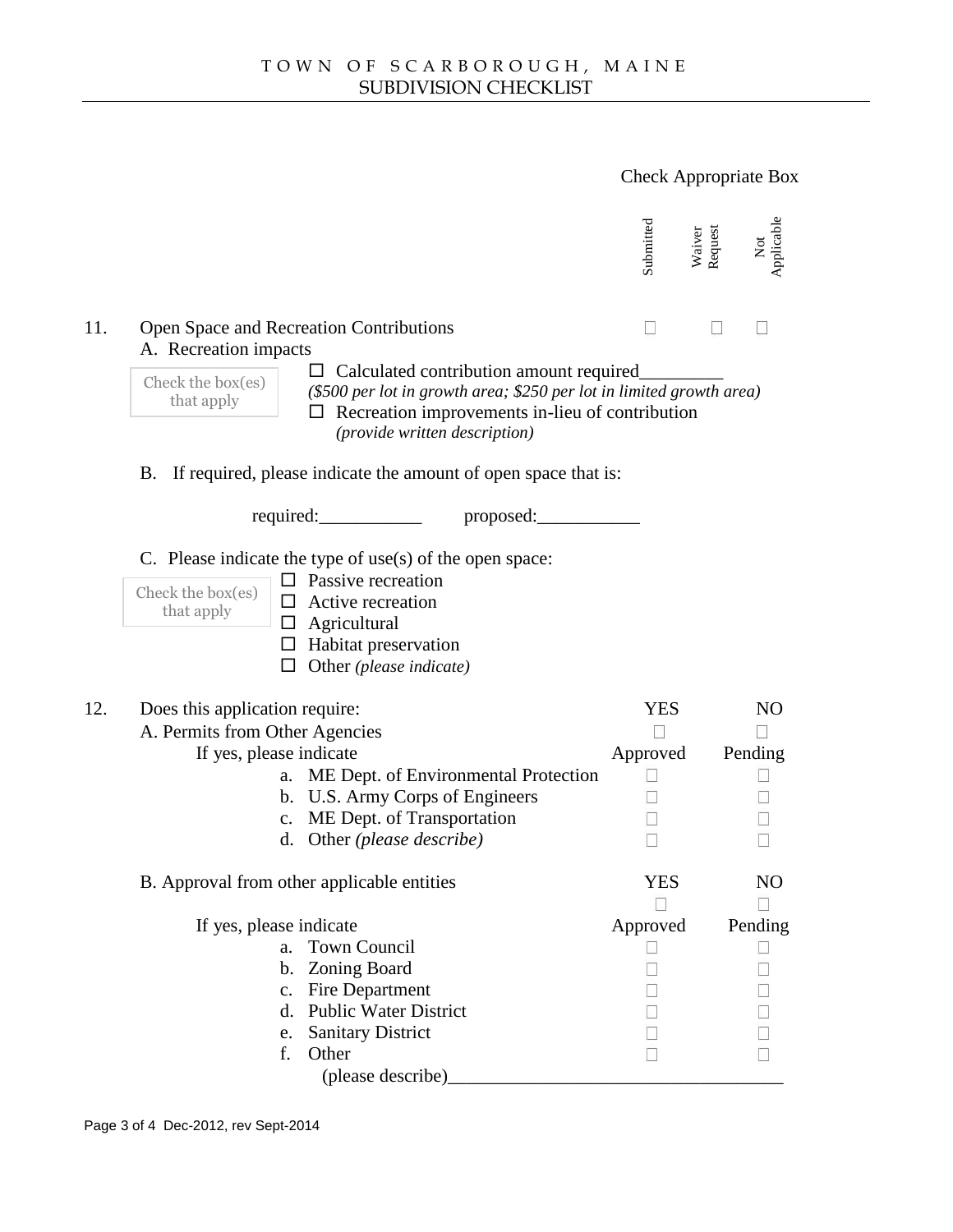# TOWN OF SCARBOROUGH, MAINE
## SUBDIVISION CHECKLIST

Check Appropriate Box

| | | Submitted | Waiver Request | Not Applicable |
|---|---|---|---|---|
| 11. | Open Space and Recreation Contributions | ☐ | ☐ | ☐ |

A. Recreation impacts

Check the box(es) that apply

- ☐ Calculated contribution amount required________
  *($500 per lot in growth area; $250 per lot in limited growth area)*
- ☐ Recreation improvements in-lieu of contribution
  *(provide written description)*

B. If required, please indicate the amount of open space that is:

required:___________ proposed:___________

C. Please indicate the type of use(s) of the open space:

Check the box(es) that apply

- ☐ Passive recreation
- ☐ Active recreation
- ☐ Agricultural
- ☐ Habitat preservation
- ☐ Other *(please indicate)*

12. Does this application require:

| | YES | NO |
|---|---|---|
| A. Permits from Other Agencies | ☐ | ☐ |
| If yes, please indicate | Approved | Pending |
| a. ME Dept. of Environmental Protection | ☐ | ☐ |
| b. U.S. Army Corps of Engineers | ☐ | ☐ |
| c. ME Dept. of Transportation | ☐ | ☐ |
| d. Other *(please describe)* | ☐ | ☐ |

| | YES | NO |
|---|---|---|
| B. Approval from other applicable entities | ☐ | ☐ |
| If yes, please indicate | Approved | Pending |
| a. Town Council | ☐ | ☐ |
| b. Zoning Board | ☐ | ☐ |
| c. Fire Department | ☐ | ☐ |
| d. Public Water District | ☐ | ☐ |
| e. Sanitary District | ☐ | ☐ |
| f. Other | ☐ | ☐ |

(please describe)___________________________________

Dec-2012, rev Sept-2014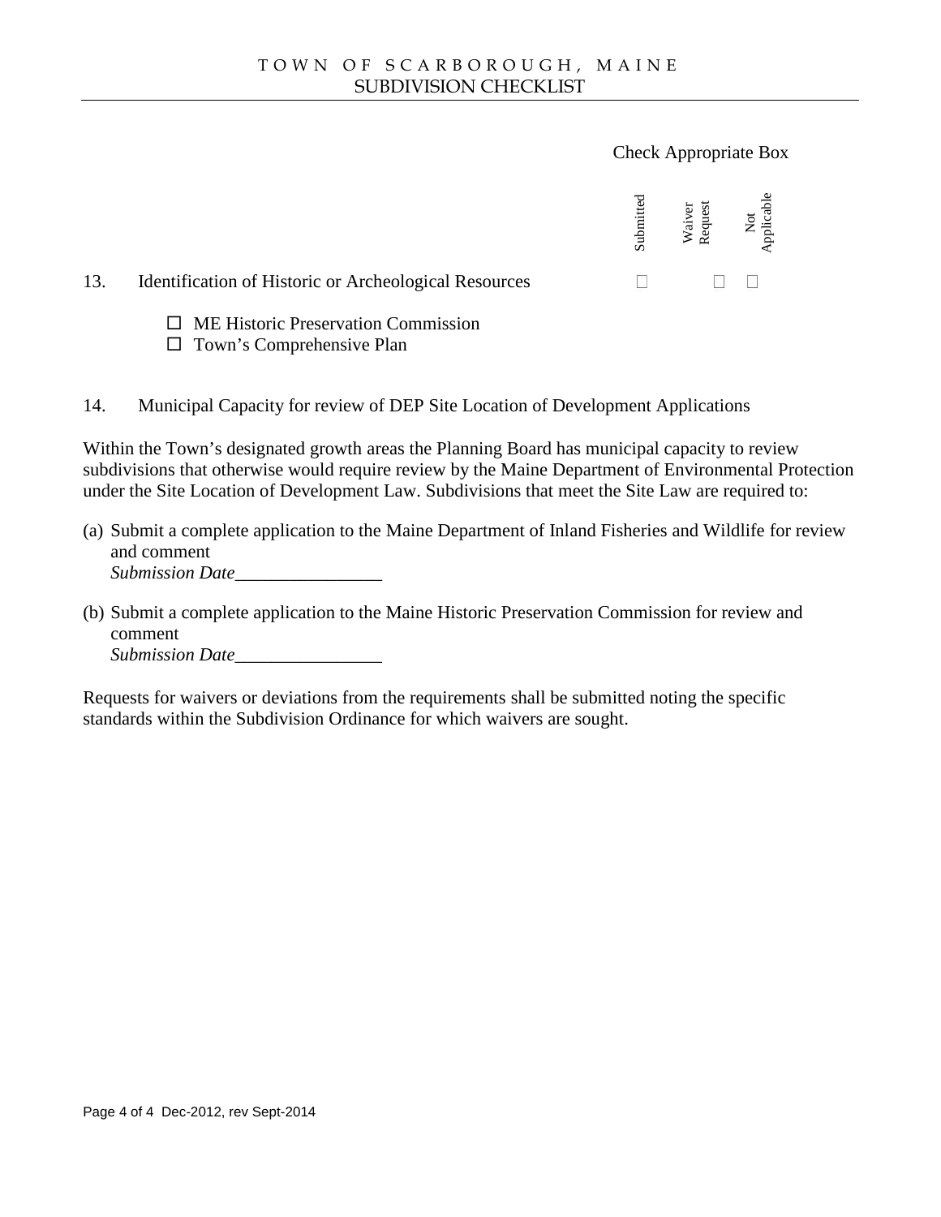Check Appropriate Box

| | | Submitted | Waiver Request | Not Applicable |
|---|---|---|---|---|
| 13. | Identification of Historic or Archeological Resources | ☐ | ☐ | ☐ |

- ☐ ME Historic Preservation Commission
- ☐ Town's Comprehensive Plan

14. Municipal Capacity for review of DEP Site Location of Development Applications

Within the Town's designated growth areas the Planning Board has municipal capacity to review subdivisions that otherwise would require review by the Maine Department of Environmental Protection under the Site Location of Development Law. Subdivisions that meet the Site Law are required to:

(a) Submit a complete application to the Maine Department of Inland Fisheries and Wildlife for review and comment
*Submission Date*________________

(b) Submit a complete application to the Maine Historic Preservation Commission for review and comment
*Submission Date*________________

Requests for waivers or deviations from the requirements shall be submitted noting the specific standards within the Subdivision Ordinance for which waivers are sought.